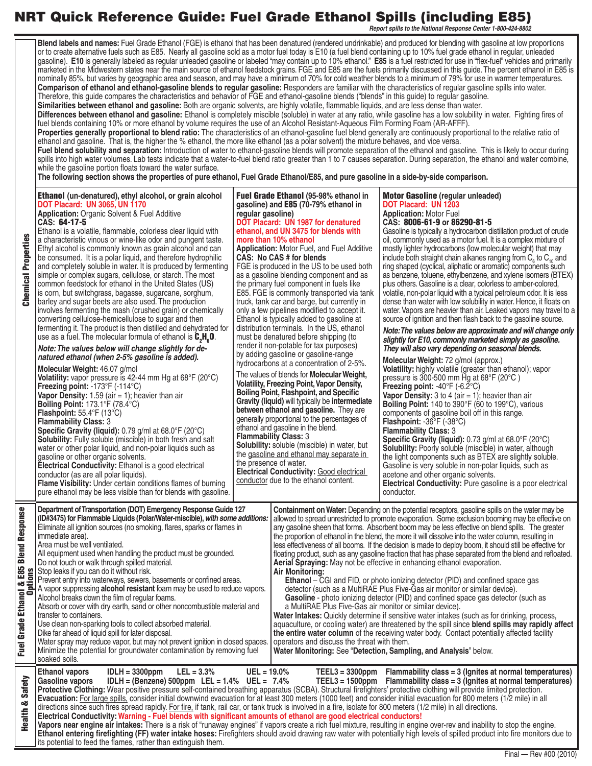# NRT Quick Reference Guide: Fuel Grade Ethanol Spills (including E85)

*Report spills to the National Response Center 1-800-424-8802*

## Chemical Properties

**Blend labels and names:** Fuel Grade Ethanol (FGE) is ethanol that has been denatured (rendered undrinkable) and produced for blending with gasoline at low proportions or to create alternative fuels such as E85. Nearly all gasoline sold as a motor fuel today is E10 (a fuel blend containing up to 10% fuel grade ethanol in regular, unleaded gasoline). **E10** is generally labeled as regular unleaded gasoline or labeled "may contain up to 10% ethanol." **E85** is a fuel restricted for use in "flex-fuel" vehicles and primarily marketed in the Midwestern states near the main source of ethanol feedstock grains. FGE and E85 are the fuels primarily discussed in this guide. The percent ethanol in E85 is nominally 85%, but varies by geographic area and season, and may have a minimum of 70% for cold weather blends to a minimum of 79% for use in warmer temperatures.

**Comparison of ethanol and ethanol-gasoline blends to regular gasoline:** Responders are familiar with the characteristics of regular gasoline spills into water. Therefore, this guide compares the characteristics and behavior of FGE and ethanol-gasoline blends ("blends" in this guide) to regular gasoline.

**Similarities between ethanol and gasoline:** Both are organic solvents, are highly volatile, flammable liquids, and are less dense than water.

**Differences between ethanol and gasoline:** Ethanol is completely miscible (soluble) in water at any ratio, while gasoline has a low solubility in water. Fighting fires of fuel blends containing 10% or more ethanol by volume requires the use of an Alcohol Resistant-Aqueous Film Forming Foam (AR-AFFF).

**Properties generally proportional to blend ratio:** The characteristics of an ethanol-gasoline fuel blend generally are continuously proportional to the relative ratio of ethanol and gasoline. That is, the higher the % ethanol, the more like ethanol (as a polar solvent) the mixture behaves, and vice versa.

**Fuel blend solubility and separation:** Introduction of water to ethanol-gasoline blends will promote separation of the ethanol and gasoline. This is likely to occur during spills into high water volumes. Lab tests indicate that a water-to-fuel blend ratio greater than 1 to 7 causes separation. During separation, the ethanol and water combine, while the gasoline portion floats toward the water surface.

**The following section shows the properties of pure ethanol, Fuel Grade Ethanol/E85, and pure gasoline in a side-by-side comparison.**

### Ethanol (un-denatured), ethyl alcohol, or grain alcohol

**DOT Placard: UN 3065, UN 1170**

**Application:** Organic Solvent & Fuel Additive

**CAS: 64-17-5**

Ethanol is a volatile, flammable, colorless clear liquid with a characteristic vinous or wine-like odor and pungent taste. Ethyl alcohol is commonly known as grain alcohol and can be consumed. It is a polar liquid, and therefore hydrophilic and completely soluble in water. It is produced by fermenting simple or complex sugars, cellulose, or starch. The most common feedstock for ethanol in the United States (US) is corn, but switchgrass, bagasse, sugarcane, sorghum, barley and sugar beets are also used. The production involves fermenting the mash (crushed grain) or chemically converting cellulose-hemicellulose to sugar and then fermenting it. The product is then distilled and dehydrated for use as a fuel. The molecular formula of ethanol is $C_2H_6O$.

***Note: The values below will change slightly for de-natured ethanol (when 2-5% gasoline is added).***

**Molecular Weight:** 46.07 g/mol
**Volatility:** vapor pressure is 42-44 mm Hg at 68°F (20°C)
**Freezing point:** -173°F (-114°C)
**Vapor Density:** 1.59 (air = 1); heavier than air
**Boiling Point:** 173.1°F (78.4°C)
**Flashpoint:** 55.4°F (13°C)
**Flammability Class:** 3
**Specific Gravity (liquid):** 0.79 g/ml at 68.0°F (20°C)
**Solubility:** Fully soluble (miscible) in both fresh and salt water or other polar liquid, and non-polar liquids such as gasoline or other organic solvents.
**Electrical Conductivity:** Ethanol is a good electrical conductor (as are all polar liquids).
**Flame Visibility:** Under certain conditions flames of burning pure ethanol may be less visible than for blends with gasoline.

### Fuel Grade Ethanol (95-98% ethanol in gasoline) and E85 (70-79% ethanol in regular gasoline)

**DOT Placard: UN 1987 for denatured ethanol, and UN 3475 for blends with more than 10% ethanol**

**Application:** Motor Fuel, and Fuel Additive

**CAS: No CAS # for blends**

FGE is produced in the US to be used both as a gasoline blending component and as the primary fuel component in fuels like E85. FGE is commonly transported via tank truck, tank car and barge, but currently in only a few pipelines modified to accept it. Ethanol is typically added to gasoline at distribution terminals. In the US, ethanol must be denatured before shipping (to render it non-potable for tax purposes) by adding gasoline or gasoline-range hydrocarbons at a concentration of 2-5%.

The values of blends for **Molecular Weight, Volatility, Freezing Point, Vapor Density, Boiling Point, Flashpoint, and Specific Gravity (liquid)** will typically be **intermediate between ethanol and gasoline.** They are generally proportional to the percentages of ethanol and gasoline in the blend.

**Flammability Class:** 3
**Solubility:** soluble (miscible) in water, but the <u>gasoline and ethanol may separate in the presence of water.</u>
**Electrical Conductivity:** <u>Good electrical conductor</u> due to the ethanol content.

### Motor Gasoline (regular unleaded)

**DOT Placard: UN 1203**

**Application:** Motor Fuel

**CAS: 8006-61-9 or 86290-81-5**

Gasoline is typically a hydrocarbon distillation product of crude oil, commonly used as a motor fuel. It is a complex mixture of mostly lighter hydrocarbons (low molecular weight) that may include both straight chain alkanes ranging from $C_6$ to $C_{10}$ and ring shaped (cyclical, aliphatic or aromatic) components such as benzene, toluene, ethylbenzene, and xylene isomers (BTEX) plus others. Gasoline is a clear, colorless to amber-colored, volatile, non-polar liquid with a typical petroleum odor. It is less dense than water with low solubility in water. Hence, it floats on water. Vapors are heavier than air. Leaked vapors may travel to a source of ignition and then flash back to the gasoline source.

***Note: The values below are approximate and will change only slightly for E10, commonly marketed simply as gasoline. They will also vary depending on seasonal blends.***

**Molecular Weight:** 72 g/mol (approx.)
**Volatility:** highly volatile (greater than ethanol); vapor pressure is 300-500 mm Hg at 68°F (20°C )
**Freezing point:** -40°F (-6.2°C)
**Vapor Density:** 3 to 4 (air = 1); heavier than air
**Boiling Point:** 140 to 390°F (60 to 199°C), various components of gasoline boil off in this range.
**Flashpoint:** -36°F (-38°C)
**Flammability Class:** 3
**Specific Gravity (liquid):** 0.73 g/ml at 68.0°F (20°C)
**Solubility:** Poorly soluble (miscible) in water, although the light components such as BTEX are slightly soluble. Gasoline is very soluble in non-polar liquids, such as acetone and other organic solvents.
**Electrical Conductivity:** Pure gasoline is a poor electrical conductor.

## Fuel Grade Ethanol & E85 Blend Response Options

**Department of Transportation (DOT) Emergency Response Guide 127 (ID#3475) for Flammable Liquids (Polar/Water-miscible), *with some additions:***

- Eliminate all ignition sources (no smoking, flares, sparks or flames in immediate area).
- Area must be well ventilated.
- All equipment used when handling the product must be grounded.
- Do not touch or walk through spilled material.
- Stop leaks if you can do it without risk.
- Prevent entry into waterways, sewers, basements or confined areas.
- A vapor suppressing **alcohol resistant** foam may be used to reduce vapors.
- Alcohol breaks down the film of regular foams.
- Absorb or cover with dry earth, sand or other noncombustible material and transfer to containers.
- Use clean non-sparking tools to collect absorbed material.
- Dike far ahead of liquid spill for later disposal.
- Water spray may reduce vapor, but may not prevent ignition in closed spaces.
- Minimize the potential for groundwater contamination by removing fuel soaked soils.

**Containment on Water:** Depending on the potential receptors, gasoline spills on the water may be allowed to spread unrestricted to promote evaporation. Some exclusion booming may be effective on any gasoline sheen that forms. Absorbent boom may be less effective on blend spills. The greater the proportion of ethanol in the blend, the more it will dissolve into the water column, resulting in less effectiveness of all booms. If the decision is made to deploy boom, it should still be effective for floating product, such as any gasoline fraction that has phase separated from the blend and refloated.

**Aerial Spraying:** May not be effective in enhancing ethanol evaporation.

**Air Monitoring:**
- **Ethanol** – CGI and FID, or photo ionizing detector (PID) and confined space gas detector (such as a MultiRAE Plus Five-Gas air monitor or similar device).
- **Gasoline** - photo ionizing detector (PID) and confined space gas detector (such as a MultiRAE Plus Five-Gas air monitor or similar device).

**Water Intakes:** Quickly determine if sensitive water intakes (such as for drinking, process, aquaculture, or cooling water) are threatened by the spill since **blend spills may rapidly affect the entire water column** of the receiving water body. Contact potentially affected facility operators and discuss the threat with them.

**Water Monitoring:** See "**Detection, Sampling, and Analysis**" below.

## Health & Safety

| | IDLH | LEL | UEL | TEEL3 | Flammability class |
|---|---|---|---|---|---|
| **Ethanol vapors** | 3300ppm | 3.3% | 19.0% | 3300ppm | 3 (Ignites at normal temperatures) |
| **Gasoline vapors** | (Benzene) 500ppm | 1.4% | 7.4% | 1500ppm | 3 (Ignites at normal temperatures) |

**Protective Clothing:** Wear positive pressure self-contained breathing apparatus (SCBA). Structural firefighters' protective clothing will provide limited protection.

**Evacuation:** <u>For large spills</u>, consider initial downwind evacuation for at least 300 meters (1000 feet) and consider initial evacuation for 800 meters (1/2 mile) in all directions since such fires spread rapidly. <u>For fire</u>, if tank, rail car, or tank truck is involved in a fire, isolate for 800 meters (1/2 mile) in all directions.

**Electrical Conductivity: Warning - Fuel blends with significant amounts of ethanol are good electrical conductors!**

**Vapors near engine air intakes:** There is a risk of "runaway engines" if vapors create a rich fuel mixture, resulting in engine over-rev and inability to stop the engine.

**Ethanol entering firefighting (FF) water intake hoses:** Firefighters should avoid drawing raw water with potentially high levels of spilled product into fire monitors due to its potential to feed the flames, rather than extinguish them.

Final — Rev #00 (2010)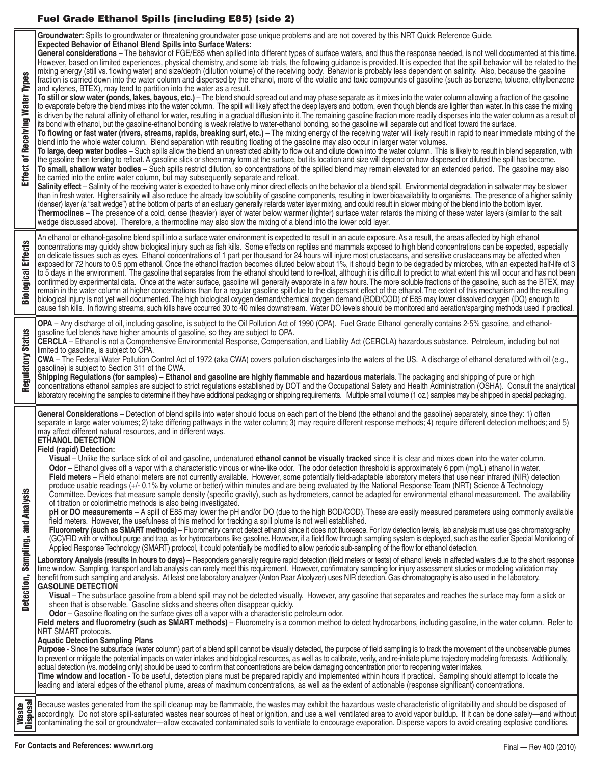# Fuel Grade Ethanol Spills (including E85) (side 2)

## Effect of Receiving Water Types

**Groundwater:** Spills to groundwater or threatening groundwater pose unique problems and are not covered by this NRT Quick Reference Guide.

**Expected Behavior of Ethanol Blend Spills into Surface Waters:**

**General considerations** – The behavior of FGE/E85 when spilled into different types of surface waters, and thus the response needed, is not well documented at this time. However, based on limited experiences, physical chemistry, and some lab trials, the following guidance is provided. It is expected that the spill behavior will be related to the mixing energy (still vs. flowing water) and size/depth (dilution volume) of the receiving body. Behavior is probably less dependent on salinity. Also, because the gasoline fraction is carried down into the water column and dispersed by the ethanol, more of the volatile and toxic compounds of gasoline (such as benzene, toluene, ethylbenzene and xylenes, BTEX), may tend to partition into the water as a result.

**To still or slow water (ponds, lakes, bayous, etc.)** – The blend should spread out and may phase separate as it mixes into the water column allowing a fraction of the gasoline to evaporate before the blend mixes into the water column. The spill will likely affect the deep layers and bottom, even though blends are lighter than water. In this case the mixing is driven by the natural affinity of ethanol for water, resulting in a gradual diffusion into it. The remaining gasoline fraction more readily disperses into the water column as a result of its bond with ethanol, but the gasoline-ethanol bonding is weak relative to water-ethanol bonding, so the gasoline will separate out and float toward the surface.

**To flowing or fast water (rivers, streams, rapids, breaking surf, etc.)** – The mixing energy of the receiving water will likely result in rapid to near immediate mixing of the blend into the whole water column. Blend separation with resulting floating of the gasoline may also occur in larger water volumes.

**To large, deep water bodies** – Such spills allow the blend an unrestricted ability to flow out and dilute down into the water column. This is likely to result in blend separation, with the gasoline then tending to refloat. A gasoline slick or sheen may form at the surface, but its location and size will depend on how dispersed or diluted the spill has become.

**To small, shallow water bodies** – Such spills restrict dilution, so concentrations of the spilled blend may remain elevated for an extended period. The gasoline may also be carried into the entire water column, but may subsequently separate and refloat.

**Salinity effect** – Salinity of the receiving water is expected to have only minor direct effects on the behavior of a blend spill. Environmental degradation in saltwater may be slower than in fresh water. Higher salinity will also reduce the already low solubility of gasoline components, resulting in lower bioavailability to organisms. The presence of a higher salinity (denser) layer (a "salt wedge") at the bottom of parts of an estuary generally retards water layer mixing, and could result in slower mixing of the blend into the bottom layer.

**Thermoclines** – The presence of a cold, dense (heavier) layer of water below warmer (lighter) surface water retards the mixing of these water layers (similar to the salt wedge discussed above). Therefore, a thermocline may also slow the mixing of a blend into the lower cold layer.

## Biological Effects

An ethanol or ethanol-gasoline blend spill into a surface water environment is expected to result in an acute exposure. As a result, the areas affected by high ethanol concentrations may quickly show biological injury such as fish kills. Some effects on reptiles and mammals exposed to high blend concentrations can be expected, especially on delicate tissues such as eyes. Ethanol concentrations of 1 part per thousand for 24 hours will injure most crustaceans, and sensitive crustaceans may be affected when exposed for 72 hours to 0.5 ppm ethanol. Once the ethanol fraction becomes diluted below about 1%, it should begin to be degraded by microbes, with an expected half-life of 3 to 5 days in the environment. The gasoline that separates from the ethanol should tend to re-float, although it is difficult to predict to what extent this will occur and has not been confirmed by experimental data. Once at the water surface, gasoline will generally evaporate in a few hours. The more soluble fractions of the gasoline, such as the BTEX, may remain in the water column at higher concentrations than for a regular gasoline spill due to the dispersant effect of the ethanol. The extent of this mechanism and the resulting biological injury is not yet well documented. The high biological oxygen demand/chemical oxygen demand (BOD/COD) of E85 may lower dissolved oxygen (DO) enough to cause fish kills. In flowing streams, such kills have occurred 30 to 40 miles downstream. Water DO levels should be monitored and aeration/sparging methods used if practical.

## Regulatory Status

**OPA** – Any discharge of oil, including gasoline, is subject to the Oil Pollution Act of 1990 (OPA). Fuel Grade Ethanol generally contains 2-5% gasoline, and ethanol-gasoline fuel blends have higher amounts of gasoline, so they are subject to OPA.

**CERCLA** – Ethanol is not a Comprehensive Environmental Response, Compensation, and Liability Act (CERCLA) hazardous substance. Petroleum, including but not limited to gasoline, is subject to OPA.

**CWA** – The Federal Water Pollution Control Act of 1972 (aka CWA) covers pollution discharges into the waters of the US. A discharge of ethanol denatured with oil (e.g., gasoline) is subject to Section 311 of the CWA.

**Shipping Regulations (for samples) – Ethanol and gasoline are highly flammable and hazardous materials**. The packaging and shipping of pure or high concentrations ethanol samples are subject to strict regulations established by DOT and the Occupational Safety and Health Administration (OSHA). Consult the analytical laboratory receiving the samples to determine if they have additional packaging or shipping requirements. Multiple small volume (1 oz.) samples may be shipped in special packaging.

## Detection, Sampling, and Analysis

**General Considerations** – Detection of blend spills into water should focus on each part of the blend (the ethanol and the gasoline) separately, since they: 1) often separate in large water volumes; 2) take differing pathways in the water column; 3) may require different response methods; 4) require different detection methods; and 5) may affect different natural resources, and in different ways.

**ETHANOL DETECTION**

**Field (rapid) Detection:**

**Visual** – Unlike the surface slick of oil and gasoline, undenatured **ethanol cannot be visually tracked** since it is clear and mixes down into the water column.

**Odor** – Ethanol gives off a vapor with a characteristic vinous or wine-like odor. The odor detection threshold is approximately 6 ppm (mg/L) ethanol in water.

**Field meters** – Field ethanol meters are not currently available. However, some potentially field-adaptable laboratory meters that use near infrared (NIR) detection produce usable readings (+/- 0.1% by volume or better) within minutes and are being evaluated by the National Response Team (NRT) Science & Technology Committee. Devices that measure sample density (specific gravity), such as hydrometers, cannot be adapted for environmental ethanol measurement. The availability of titration or colorimetric methods is also being investigated.

**pH or DO measurements** – A spill of E85 may lower the pH and/or DO (due to the high BOD/COD). These are easily measured parameters using commonly available field meters. However, the usefulness of this method for tracking a spill plume is not well established.

**Fluorometry (such as SMART methods)** – Fluorometry cannot detect ethanol since it does not fluoresce. For low detection levels, lab analysis must use gas chromatography (GC)/FID with or without purge and trap, as for hydrocarbons like gasoline. However, if a field flow through sampling system is deployed, such as the earlier Special Monitoring of Applied Response Technology (SMART) protocol, it could potentially be modified to allow periodic sub-sampling of the flow for ethanol detection.

**Laboratory Analysis (results in hours to days)** – Responders generally require rapid detection (field meters or tests) of ethanol levels in affected waters due to the short response time window. Sampling, transport and lab analysis can rarely meet this requirement. However, confirmatory sampling for injury assessment studies or modeling validation may benefit from such sampling and analysis. At least one laboratory analyzer (Anton Paar Alcolyzer) uses NIR detection. Gas chromatography is also used in the laboratory.

**GASOLINE DETECTION**

**Visual** – The subsurface gasoline from a blend spill may not be detected visually. However, any gasoline that separates and reaches the surface may form a slick or sheen that is observable. Gasoline slicks and sheens often disappear quickly.

**Odor** – Gasoline floating on the surface gives off a vapor with a characteristic petroleum odor.

**Field meters and fluorometry (such as SMART methods)** – Fluorometry is a common method to detect hydrocarbons, including gasoline, in the water column. Refer to NRT SMART protocols.

**Aquatic Detection Sampling Plans**

**Purpose** - Since the subsurface (water column) part of a blend spill cannot be visually detected, the purpose of field sampling is to track the movement of the unobservable plumes to prevent or mitigate the potential impacts on water intakes and biological resources, as well as to calibrate, verify, and re-initiate plume trajectory modeling forecasts. Additionally, actual detection (vs. modeling only) should be used to confirm that concentrations are below damaging concentration prior to reopening water intakes.

**Time window and location** - To be useful, detection plans must be prepared rapidly and implemented within hours if practical. Sampling should attempt to locate the leading and lateral edges of the ethanol plume, areas of maximum concentrations, as well as the extent of actionable (response significant) concentrations.

## Waste Disposal

Because wastes generated from the spill cleanup may be flammable, the wastes may exhibit the hazardous waste characteristic of ignitability and should be disposed of accordingly. Do not store spill-saturated wastes near sources of heat or ignition, and use a well ventilated area to avoid vapor buildup. If it can be done safely—and without contaminating the soil or groundwater—allow excavated contaminated soils to ventilate to encourage evaporation. Disperse vapors to avoid creating explosive conditions.

**For Contacts and References: www.nrt.org**

Final — Rev #00 (2010)